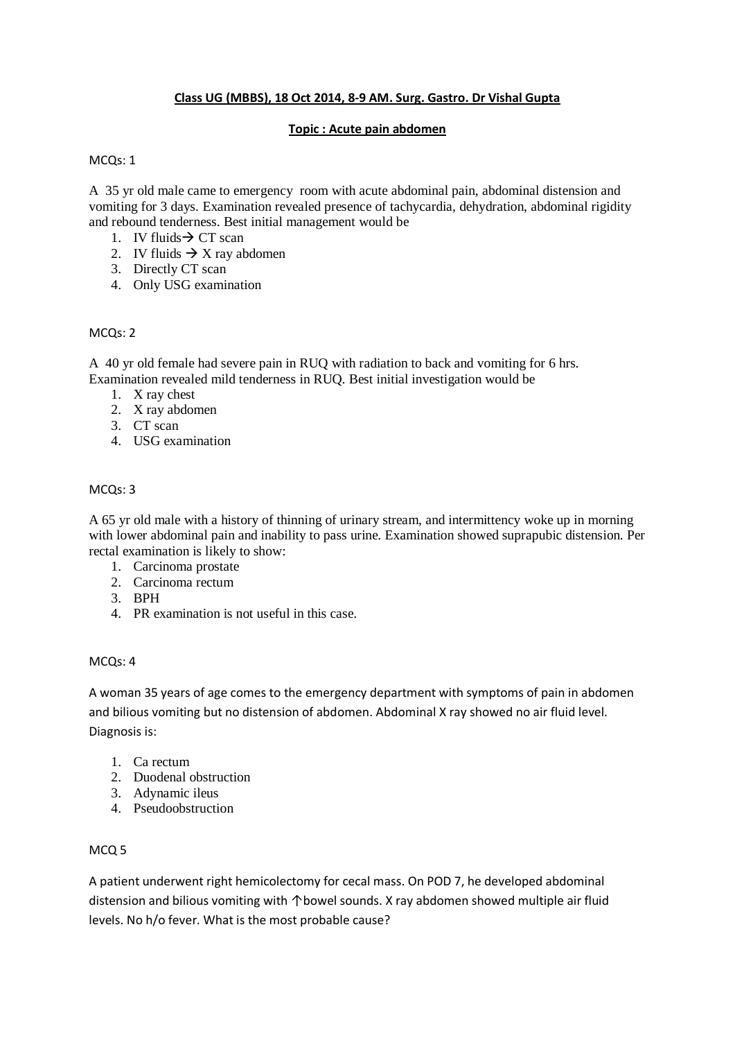**Class UG (MBBS), 18 Oct 2014, 8-9 AM. Surg. Gastro. Dr Vishal Gupta**

**Topic : Acute pain abdomen**

MCQs: 1

A 35 yr old male came to emergency room with acute abdominal pain, abdominal distension and vomiting for 3 days. Examination revealed presence of tachycardia, dehydration, abdominal rigidity and rebound tenderness. Best initial management would be

1. IV fluids → CT scan
2. IV fluids → X ray abdomen
3. Directly CT scan
4. Only USG examination

MCQs: 2

A 40 yr old female had severe pain in RUQ with radiation to back and vomiting for 6 hrs. Examination revealed mild tenderness in RUQ. Best initial investigation would be

1. X ray chest
2. X ray abdomen
3. CT scan
4. USG examination

MCQs: 3

A 65 yr old male with a history of thinning of urinary stream, and intermittency woke up in morning with lower abdominal pain and inability to pass urine. Examination showed suprapubic distension. Per rectal examination is likely to show:

1. Carcinoma prostate
2. Carcinoma rectum
3. BPH
4. PR examination is not useful in this case.

MCQs: 4

A woman 35 years of age comes to the emergency department with symptoms of pain in abdomen and bilious vomiting but no distension of abdomen. Abdominal X ray showed no air fluid level. Diagnosis is:

1. Ca rectum
2. Duodenal obstruction
3. Adynamic ileus
4. Pseudoobstruction

MCQ 5

A patient underwent right hemicolectomy for cecal mass. On POD 7, he developed abdominal distension and bilious vomiting with ↑bowel sounds. X ray abdomen showed multiple air fluid levels. No h/o fever. What is the most probable cause?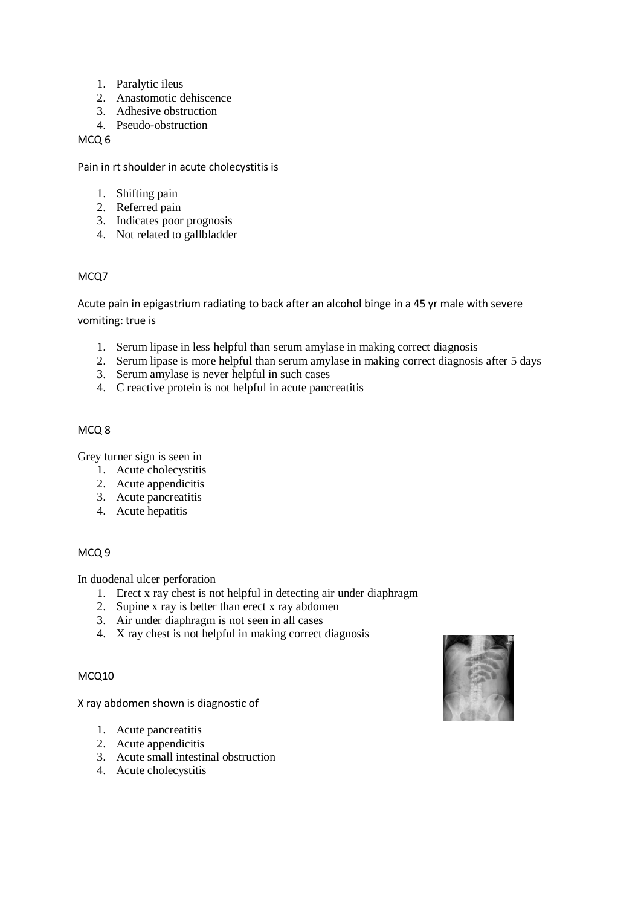1. Paralytic ileus
2. Anastomotic dehiscence
3. Adhesive obstruction
4. Pseudo-obstruction

MCQ 6

Pain in rt shoulder in acute cholecystitis is

1. Shifting pain
2. Referred pain
3. Indicates poor prognosis
4. Not related to gallbladder

MCQ7

Acute pain in epigastrium radiating to back after an alcohol binge in a 45 yr male with severe vomiting: true is

1. Serum lipase in less helpful than serum amylase in making correct diagnosis
2. Serum lipase is more helpful than serum amylase in making correct diagnosis after 5 days
3. Serum amylase is never helpful in such cases
4. C reactive protein is not helpful in acute pancreatitis

MCQ 8

Grey turner sign is seen in

1. Acute cholecystitis
2. Acute appendicitis
3. Acute pancreatitis
4. Acute hepatitis

MCQ 9

In duodenal ulcer perforation

1. Erect x ray chest is not helpful in detecting air under diaphragm
2. Supine x ray is better than erect x ray abdomen
3. Air under diaphragm is not seen in all cases
4. X ray chest is not helpful in making correct diagnosis

MCQ10

X ray abdomen shown is diagnostic of

1. Acute pancreatitis
2. Acute appendicitis
3. Acute small intestinal obstruction
4. Acute cholecystitis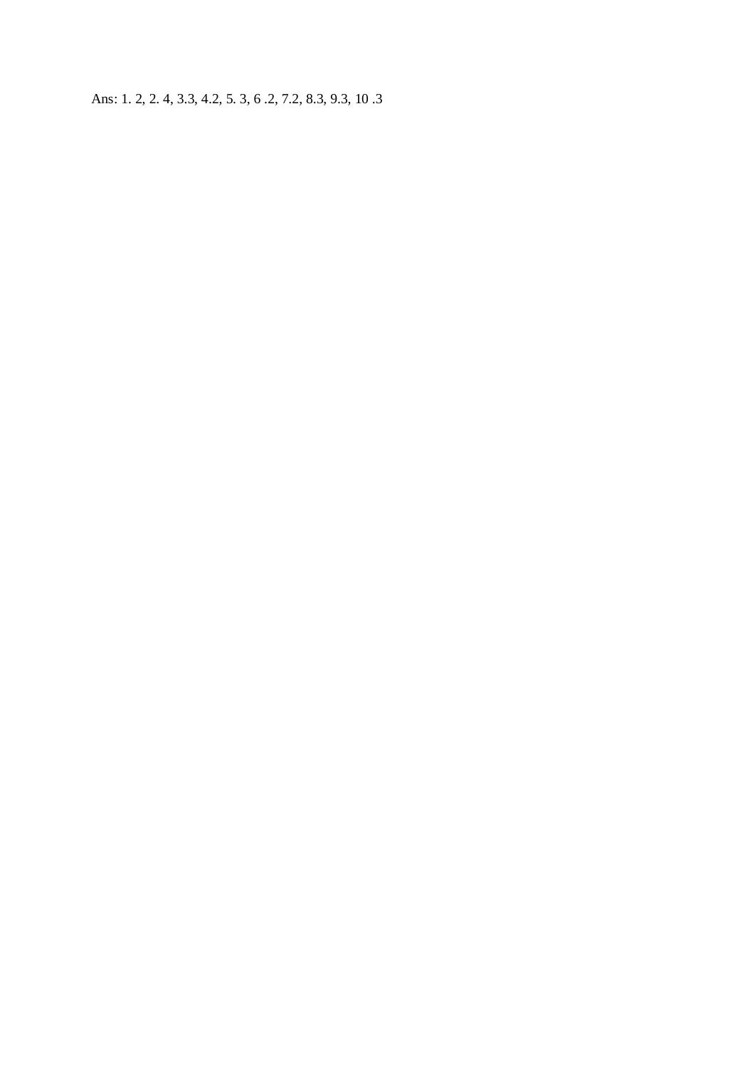Ans: 1. 2, 2. 4, 3.3, 4.2, 5. 3, 6 .2, 7.2, 8.3, 9.3, 10 .3